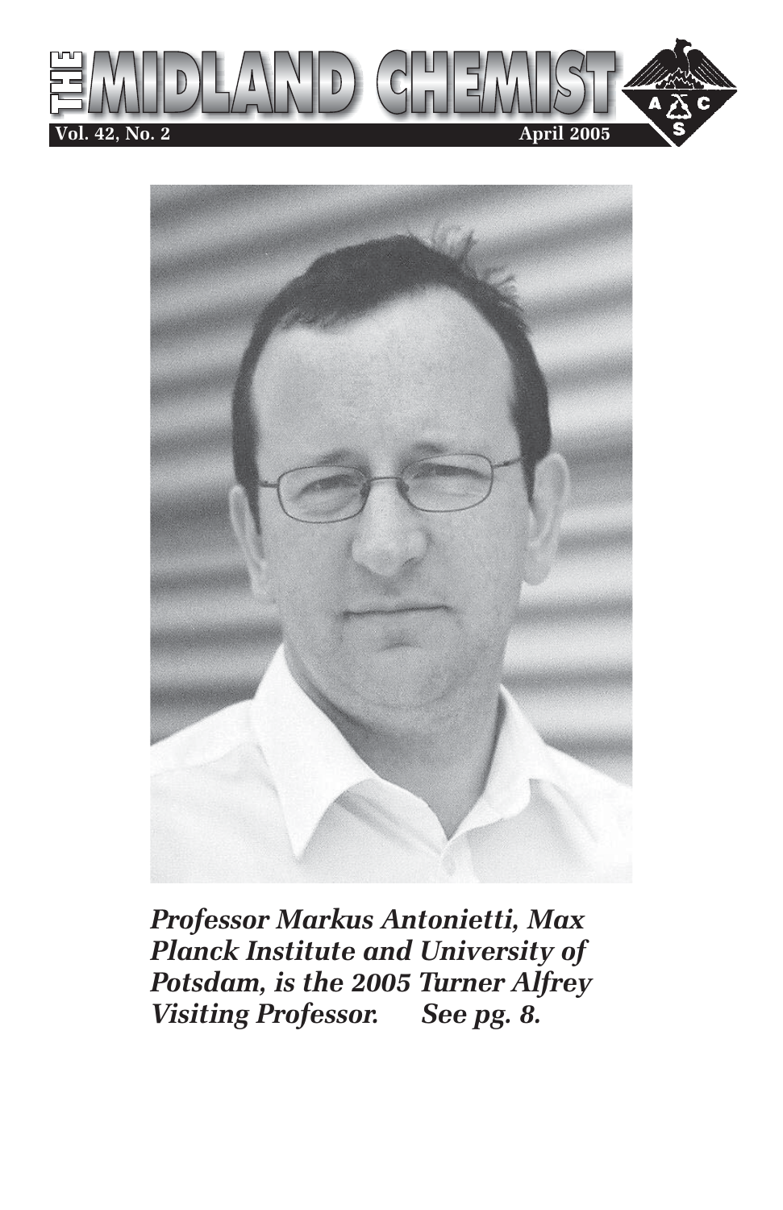# THE MIDLAND CHEMIST

**Vol. 42, No. 2** **April 2005**

***Professor Markus Antonietti, Max Planck Institute and University of Potsdam, is the 2005 Turner Alfrey Visiting Professor. See pg. 8.***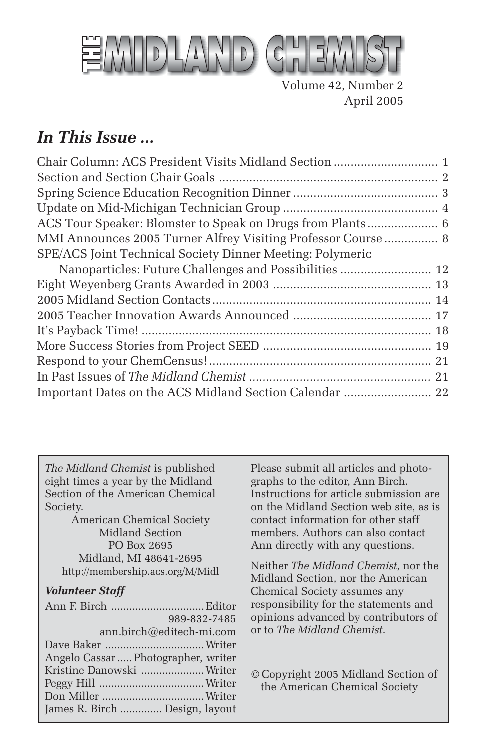# THE MIDLAND CHEMIST

Volume 42, Number 2
April 2005

## *In This Issue ...*

Chair Column: ACS President Visits Midland Section .............................. 1
Section and Section Chair Goals ................................................................ 2
Spring Science Education Recognition Dinner .......................................... 3
Update on Mid-Michigan Technician Group ............................................. 4
ACS Tour Speaker: Blomster to Speak on Drugs from Plants .................... 6
MMI Announces 2005 Turner Alfrey Visiting Professor Course ............... 8
SPE/ACS Joint Technical Society Dinner Meeting: Polymeric Nanoparticles: Future Challenges and Possibilities .......................... 12
Eight Weyenberg Grants Awarded in 2003 .............................................. 13
2005 Midland Section Contacts ................................................................ 14
2005 Teacher Innovation Awards Announced ......................................... 17
It's Payback Time! ..................................................................................... 18
More Success Stories from Project SEED ................................................. 19
Respond to your ChemCensus! ................................................................. 21
In Past Issues of *The Midland Chemist* ..................................................... 21
Important Dates on the ACS Midland Section Calendar ......................... 22

---

*The Midland Chemist* is published eight times a year by the Midland Section of the American Chemical Society.

American Chemical Society
Midland Section
PO Box 2695
Midland, MI 48641-2695
http://membership.acs.org/M/Midl

***Volunteer Staff***

Ann F. Birch .............................. Editor
989-832-7485
ann.birch@editech-mi.com
Dave Baker ................................ Writer
Angelo Cassar ..... Photographer, writer
Kristine Danowski ..................... Writer
Peggy Hill .................................. Writer
Don Miller ................................. Writer
James R. Birch ............. Design, layout

Please submit all articles and photographs to the editor, Ann Birch. Instructions for article submission are on the Midland Section web site, as is contact information for other staff members. Authors can also contact Ann directly with any questions.

Neither *The Midland Chemist*, nor the Midland Section, nor the American Chemical Society assumes any responsibility for the statements and opinions advanced by contributors of or to *The Midland Chemist*.

© Copyright 2005 Midland Section of the American Chemical Society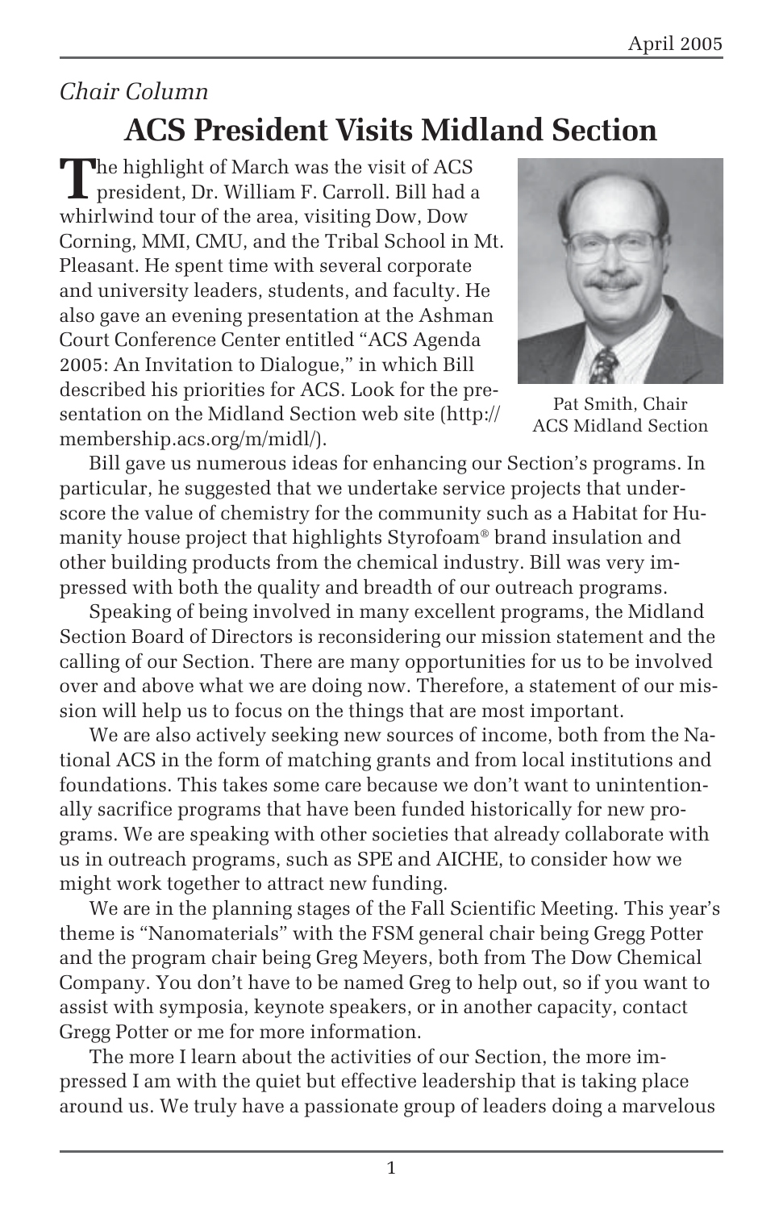*Chair Column*

# ACS President Visits Midland Section

The highlight of March was the visit of ACS president, Dr. William F. Carroll. Bill had a whirlwind tour of the area, visiting Dow, Dow Corning, MMI, CMU, and the Tribal School in Mt. Pleasant. He spent time with several corporate and university leaders, students, and faculty. He also gave an evening presentation at the Ashman Court Conference Center entitled "ACS Agenda 2005: An Invitation to Dialogue," in which Bill described his priorities for ACS. Look for the presentation on the Midland Section web site (http://membership.acs.org/m/midl/).

Pat Smith, Chair
ACS Midland Section

Bill gave us numerous ideas for enhancing our Section's programs. In particular, he suggested that we undertake service projects that underscore the value of chemistry for the community such as a Habitat for Humanity house project that highlights Styrofoam® brand insulation and other building products from the chemical industry. Bill was very impressed with both the quality and breadth of our outreach programs.

Speaking of being involved in many excellent programs, the Midland Section Board of Directors is reconsidering our mission statement and the calling of our Section. There are many opportunities for us to be involved over and above what we are doing now. Therefore, a statement of our mission will help us to focus on the things that are most important.

We are also actively seeking new sources of income, both from the National ACS in the form of matching grants and from local institutions and foundations. This takes some care because we don't want to unintentionally sacrifice programs that have been funded historically for new programs. We are speaking with other societies that already collaborate with us in outreach programs, such as SPE and AICHE, to consider how we might work together to attract new funding.

We are in the planning stages of the Fall Scientific Meeting. This year's theme is "Nanomaterials" with the FSM general chair being Gregg Potter and the program chair being Greg Meyers, both from The Dow Chemical Company. You don't have to be named Greg to help out, so if you want to assist with symposia, keynote speakers, or in another capacity, contact Gregg Potter or me for more information.

The more I learn about the activities of our Section, the more impressed I am with the quiet but effective leadership that is taking place around us. We truly have a passionate group of leaders doing a marvelous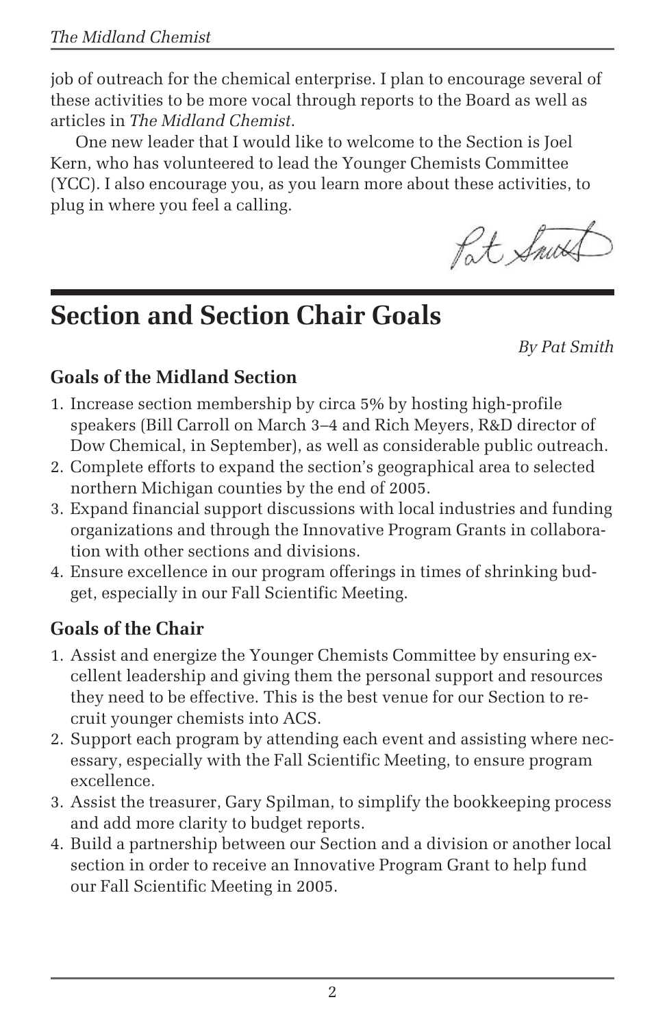job of outreach for the chemical enterprise. I plan to encourage several of these activities to be more vocal through reports to the Board as well as articles in *The Midland Chemist*.

One new leader that I would like to welcome to the Section is Joel Kern, who has volunteered to lead the Younger Chemists Committee (YCC). I also encourage you, as you learn more about these activities, to plug in where you feel a calling.

Pat Smith

# Section and Section Chair Goals

*By Pat Smith*

### Goals of the Midland Section

1. Increase section membership by circa 5% by hosting high-profile speakers (Bill Carroll on March 3–4 and Rich Meyers, R&D director of Dow Chemical, in September), as well as considerable public outreach.
2. Complete efforts to expand the section's geographical area to selected northern Michigan counties by the end of 2005.
3. Expand financial support discussions with local industries and funding organizations and through the Innovative Program Grants in collaboration with other sections and divisions.
4. Ensure excellence in our program offerings in times of shrinking budget, especially in our Fall Scientific Meeting.

### Goals of the Chair

1. Assist and energize the Younger Chemists Committee by ensuring excellent leadership and giving them the personal support and resources they need to be effective. This is the best venue for our Section to recruit younger chemists into ACS.
2. Support each program by attending each event and assisting where necessary, especially with the Fall Scientific Meeting, to ensure program excellence.
3. Assist the treasurer, Gary Spilman, to simplify the bookkeeping process and add more clarity to budget reports.
4. Build a partnership between our Section and a division or another local section in order to receive an Innovative Program Grant to help fund our Fall Scientific Meeting in 2005.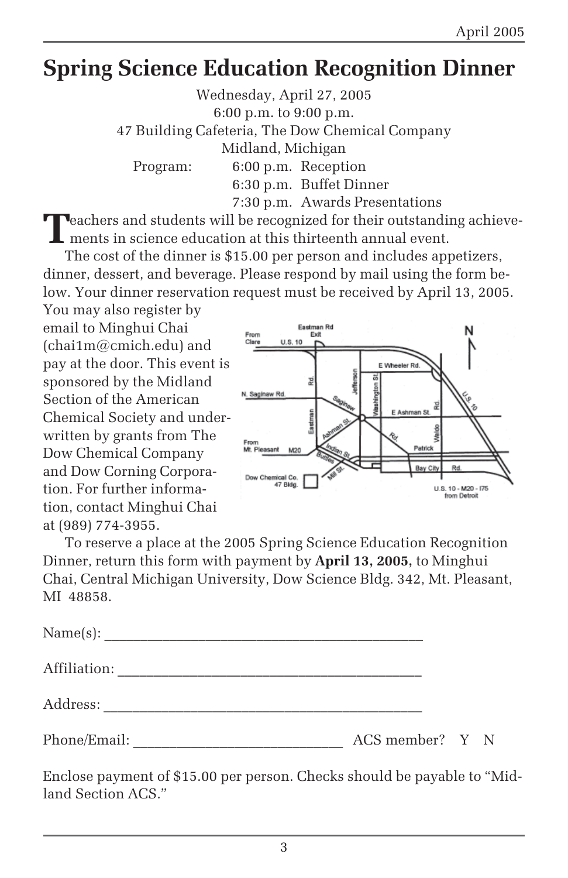# Spring Science Education Recognition Dinner

Wednesday, April 27, 2005
6:00 p.m. to 9:00 p.m.
47 Building Cafeteria, The Dow Chemical Company
Midland, Michigan

Program:
- 6:00 p.m. Reception
- 6:30 p.m. Buffet Dinner
- 7:30 p.m. Awards Presentations

Teachers and students will be recognized for their outstanding achievements in science education at this thirteenth annual event.

The cost of the dinner is $15.00 per person and includes appetizers, dinner, dessert, and beverage. Please respond by mail using the form below. Your dinner reservation request must be received by April 13, 2005. You may also register by email to Minghui Chai (chai1m@cmich.edu) and pay at the door. This event is sponsored by the Midland Section of the American Chemical Society and underwritten by grants from The Dow Chemical Company and Dow Corning Corporation. For further information, contact Minghui Chai at (989) 774-3955.

To reserve a place at the 2005 Spring Science Education Recognition Dinner, return this form with payment by **April 13, 2005,** to Minghui Chai, Central Michigan University, Dow Science Bldg. 342, Mt. Pleasant, MI 48858.

Name(s): ____________________________________________

Affiliation: __________________________________________

Address: ____________________________________________

Phone/Email: ____________________________ ACS member? Y N

Enclose payment of $15.00 per person. Checks should be payable to "Midland Section ACS."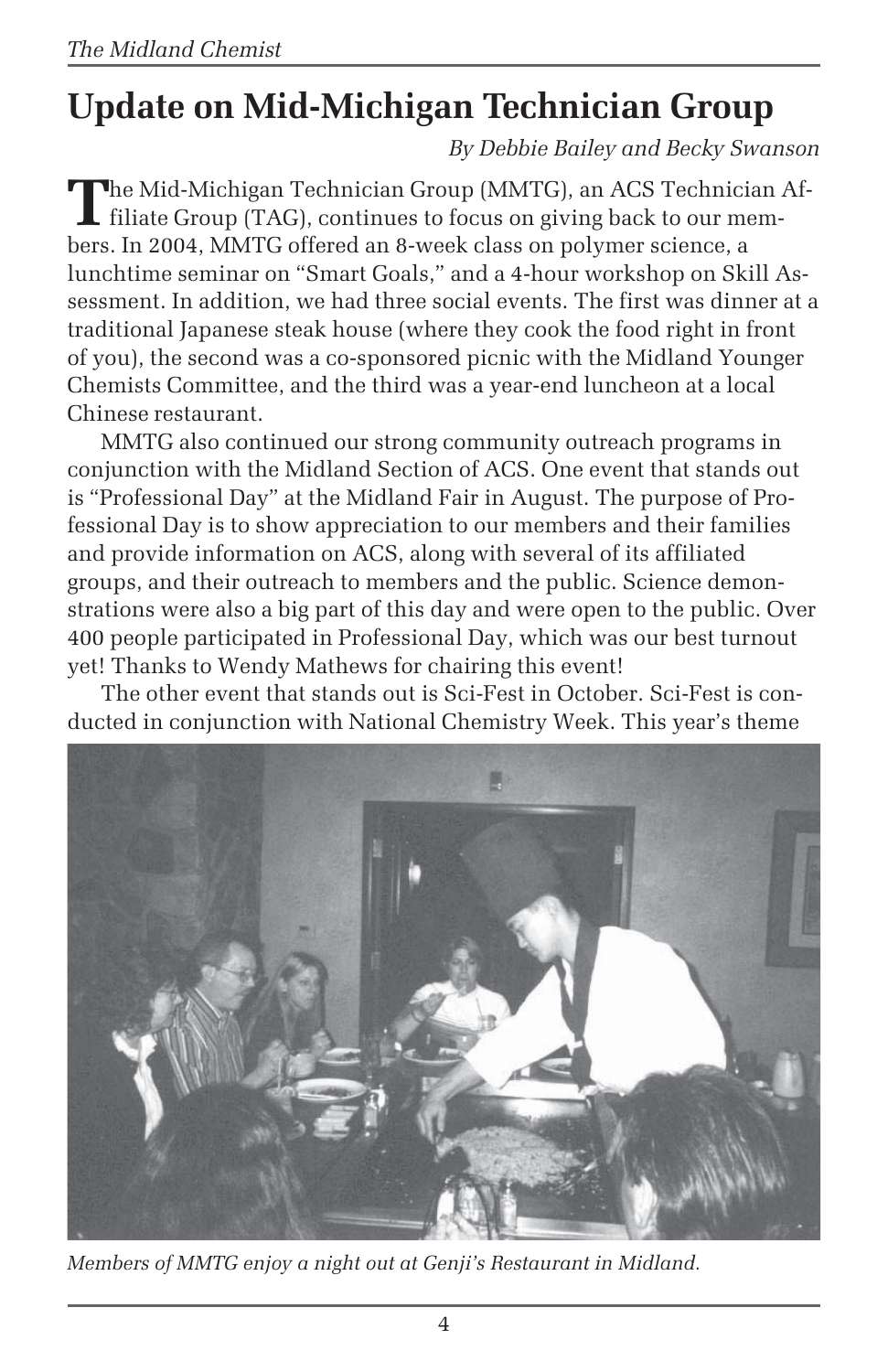# Update on Mid-Michigan Technician Group

*By Debbie Bailey and Becky Swanson*

The Mid-Michigan Technician Group (MMTG), an ACS Technician Affiliate Group (TAG), continues to focus on giving back to our members. In 2004, MMTG offered an 8-week class on polymer science, a lunchtime seminar on "Smart Goals," and a 4-hour workshop on Skill Assessment. In addition, we had three social events. The first was dinner at a traditional Japanese steak house (where they cook the food right in front of you), the second was a co-sponsored picnic with the Midland Younger Chemists Committee, and the third was a year-end luncheon at a local Chinese restaurant.

MMTG also continued our strong community outreach programs in conjunction with the Midland Section of ACS. One event that stands out is "Professional Day" at the Midland Fair in August. The purpose of Professional Day is to show appreciation to our members and their families and provide information on ACS, along with several of its affiliated groups, and their outreach to members and the public. Science demonstrations were also a big part of this day and were open to the public. Over 400 people participated in Professional Day, which was our best turnout yet! Thanks to Wendy Mathews for chairing this event!

The other event that stands out is Sci-Fest in October. Sci-Fest is conducted in conjunction with National Chemistry Week. This year's theme

*Members of MMTG enjoy a night out at Genji's Restaurant in Midland.*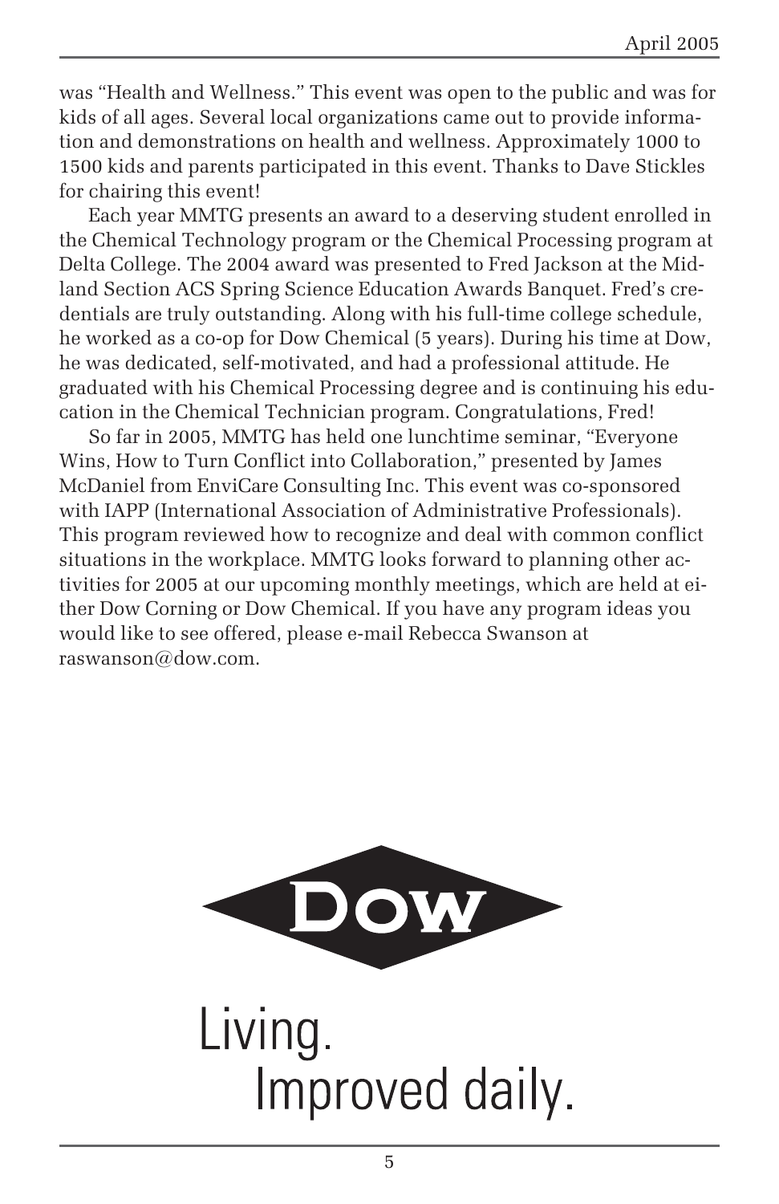was "Health and Wellness." This event was open to the public and was for kids of all ages. Several local organizations came out to provide information and demonstrations on health and wellness. Approximately 1000 to 1500 kids and parents participated in this event. Thanks to Dave Stickles for chairing this event!

Each year MMTG presents an award to a deserving student enrolled in the Chemical Technology program or the Chemical Processing program at Delta College. The 2004 award was presented to Fred Jackson at the Midland Section ACS Spring Science Education Awards Banquet. Fred's credentials are truly outstanding. Along with his full-time college schedule, he worked as a co-op for Dow Chemical (5 years). During his time at Dow, he was dedicated, self-motivated, and had a professional attitude. He graduated with his Chemical Processing degree and is continuing his education in the Chemical Technician program. Congratulations, Fred!

So far in 2005, MMTG has held one lunchtime seminar, "Everyone Wins, How to Turn Conflict into Collaboration," presented by James McDaniel from EnviCare Consulting Inc. This event was co-sponsored with IAPP (International Association of Administrative Professionals). This program reviewed how to recognize and deal with common conflict situations in the workplace. MMTG looks forward to planning other activities for 2005 at our upcoming monthly meetings, which are held at either Dow Corning or Dow Chemical. If you have any program ideas you would like to see offered, please e-mail Rebecca Swanson at raswanson@dow.com.

DOW

Living.
Improved daily.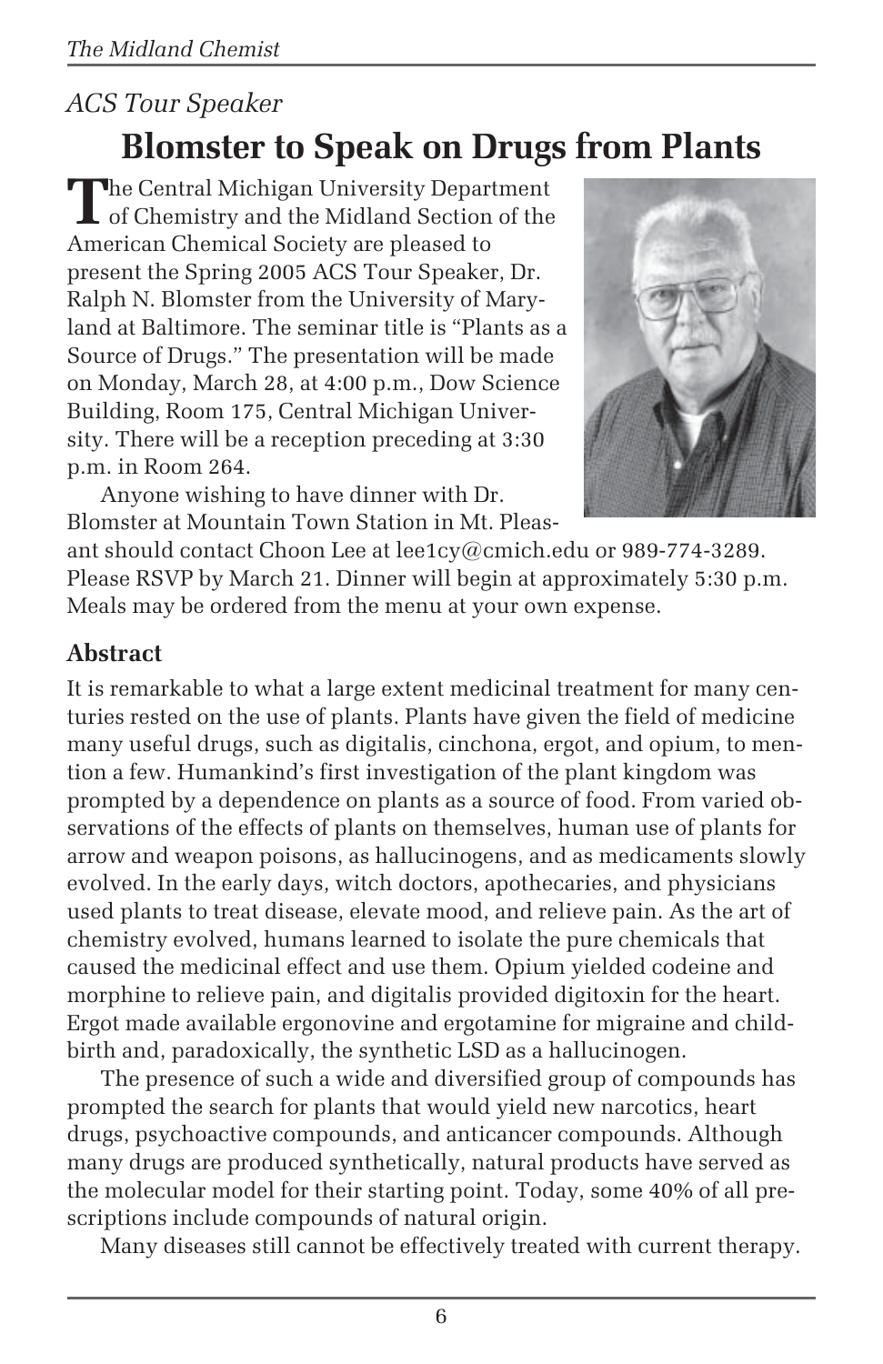*ACS Tour Speaker*

# Blomster to Speak on Drugs from Plants

The Central Michigan University Department of Chemistry and the Midland Section of the American Chemical Society are pleased to present the Spring 2005 ACS Tour Speaker, Dr. Ralph N. Blomster from the University of Maryland at Baltimore. The seminar title is "Plants as a Source of Drugs." The presentation will be made on Monday, March 28, at 4:00 p.m., Dow Science Building, Room 175, Central Michigan University. There will be a reception preceding at 3:30 p.m. in Room 264.

Anyone wishing to have dinner with Dr. Blomster at Mountain Town Station in Mt. Pleasant should contact Choon Lee at lee1cy@cmich.edu or 989-774-3289. Please RSVP by March 21. Dinner will begin at approximately 5:30 p.m. Meals may be ordered from the menu at your own expense.

## Abstract

It is remarkable to what a large extent medicinal treatment for many centuries rested on the use of plants. Plants have given the field of medicine many useful drugs, such as digitalis, cinchona, ergot, and opium, to mention a few. Humankind's first investigation of the plant kingdom was prompted by a dependence on plants as a source of food. From varied observations of the effects of plants on themselves, human use of plants for arrow and weapon poisons, as hallucinogens, and as medicaments slowly evolved. In the early days, witch doctors, apothecaries, and physicians used plants to treat disease, elevate mood, and relieve pain. As the art of chemistry evolved, humans learned to isolate the pure chemicals that caused the medicinal effect and use them. Opium yielded codeine and morphine to relieve pain, and digitalis provided digitoxin for the heart. Ergot made available ergonovine and ergotamine for migraine and childbirth and, paradoxically, the synthetic LSD as a hallucinogen.

The presence of such a wide and diversified group of compounds has prompted the search for plants that would yield new narcotics, heart drugs, psychoactive compounds, and anticancer compounds. Although many drugs are produced synthetically, natural products have served as the molecular model for their starting point. Today, some 40% of all prescriptions include compounds of natural origin.

Many diseases still cannot be effectively treated with current therapy.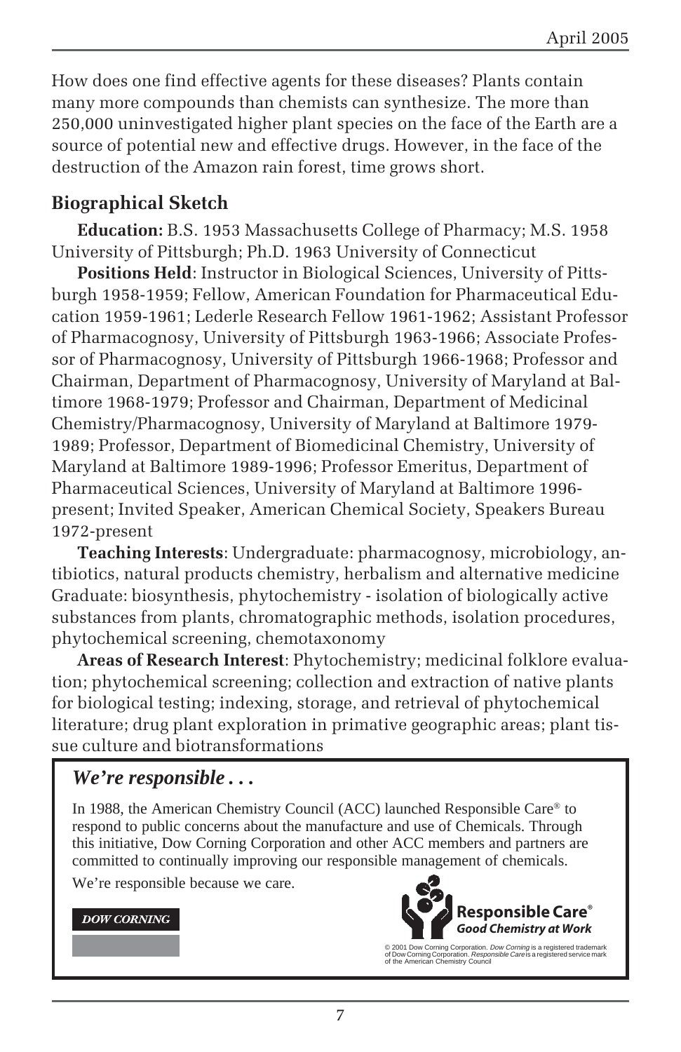How does one find effective agents for these diseases? Plants contain many more compounds than chemists can synthesize. The more than 250,000 uninvestigated higher plant species on the face of the Earth are a source of potential new and effective drugs. However, in the face of the destruction of the Amazon rain forest, time grows short.

## Biographical Sketch

**Education:** B.S. 1953 Massachusetts College of Pharmacy; M.S. 1958 University of Pittsburgh; Ph.D. 1963 University of Connecticut

**Positions Held**: Instructor in Biological Sciences, University of Pittsburgh 1958-1959; Fellow, American Foundation for Pharmaceutical Education 1959-1961; Lederle Research Fellow 1961-1962; Assistant Professor of Pharmacognosy, University of Pittsburgh 1963-1966; Associate Professor of Pharmacognosy, University of Pittsburgh 1966-1968; Professor and Chairman, Department of Pharmacognosy, University of Maryland at Baltimore 1968-1979; Professor and Chairman, Department of Medicinal Chemistry/Pharmacognosy, University of Maryland at Baltimore 1979-1989; Professor, Department of Biomedicinal Chemistry, University of Maryland at Baltimore 1989-1996; Professor Emeritus, Department of Pharmaceutical Sciences, University of Maryland at Baltimore 1996-present; Invited Speaker, American Chemical Society, Speakers Bureau 1972-present

**Teaching Interests**: Undergraduate: pharmacognosy, microbiology, antibiotics, natural products chemistry, herbalism and alternative medicine Graduate: biosynthesis, phytochemistry - isolation of biologically active substances from plants, chromatographic methods, isolation procedures, phytochemical screening, chemotaxonomy

**Areas of Research Interest**: Phytochemistry; medicinal folklore evaluation; phytochemical screening; collection and extraction of native plants for biological testing; indexing, storage, and retrieval of phytochemical literature; drug plant exploration in primative geographic areas; plant tissue culture and biotransformations

***We're responsible . . .***

In 1988, the American Chemistry Council (ACC) launched Responsible Care® to respond to public concerns about the manufacture and use of Chemicals. Through this initiative, Dow Corning Corporation and other ACC members and partners are committed to continually improving our responsible management of chemicals.

We're responsible because we care.

**DOW CORNING**

**Responsible Care®**
***Good Chemistry at Work***

© 2001 Dow Corning Corporation. *Dow Corning* is a registered trademark of Dow Corning Corporation. *Responsible Care* is a registered service mark of the American Chemistry Council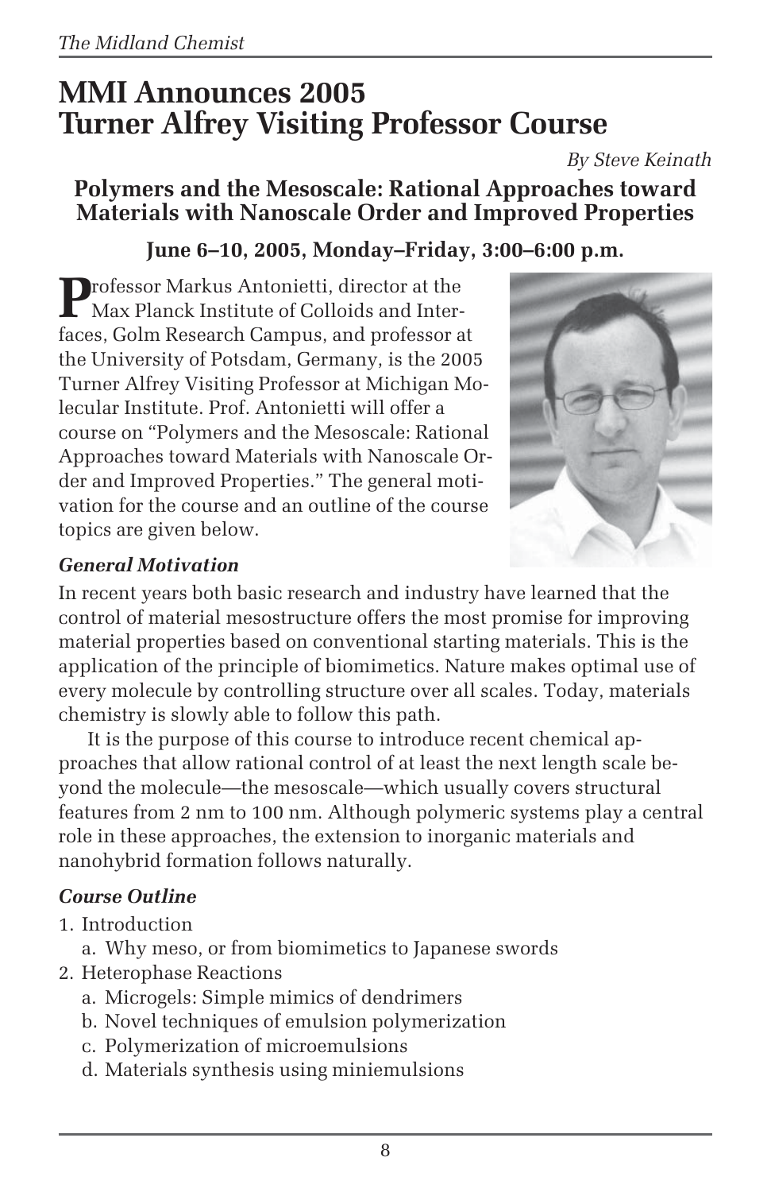# MMI Announces 2005 Turner Alfrey Visiting Professor Course

*By Steve Keinath*

### Polymers and the Mesoscale: Rational Approaches toward Materials with Nanoscale Order and Improved Properties

**June 6–10, 2005, Monday–Friday, 3:00–6:00 p.m.**

Professor Markus Antonietti, director at the Max Planck Institute of Colloids and Interfaces, Golm Research Campus, and professor at the University of Potsdam, Germany, is the 2005 Turner Alfrey Visiting Professor at Michigan Molecular Institute. Prof. Antonietti will offer a course on "Polymers and the Mesoscale: Rational Approaches toward Materials with Nanoscale Order and Improved Properties." The general motivation for the course and an outline of the course topics are given below.

#### *General Motivation*

In recent years both basic research and industry have learned that the control of material mesostructure offers the most promise for improving material properties based on conventional starting materials. This is the application of the principle of biomimetics. Nature makes optimal use of every molecule by controlling structure over all scales. Today, materials chemistry is slowly able to follow this path.

It is the purpose of this course to introduce recent chemical approaches that allow rational control of at least the next length scale beyond the molecule—the mesoscale—which usually covers structural features from 2 nm to 100 nm. Although polymeric systems play a central role in these approaches, the extension to inorganic materials and nanohybrid formation follows naturally.

#### *Course Outline*

1. Introduction
   a. Why meso, or from biomimetics to Japanese swords
2. Heterophase Reactions
   a. Microgels: Simple mimics of dendrimers
   b. Novel techniques of emulsion polymerization
   c. Polymerization of microemulsions
   d. Materials synthesis using miniemulsions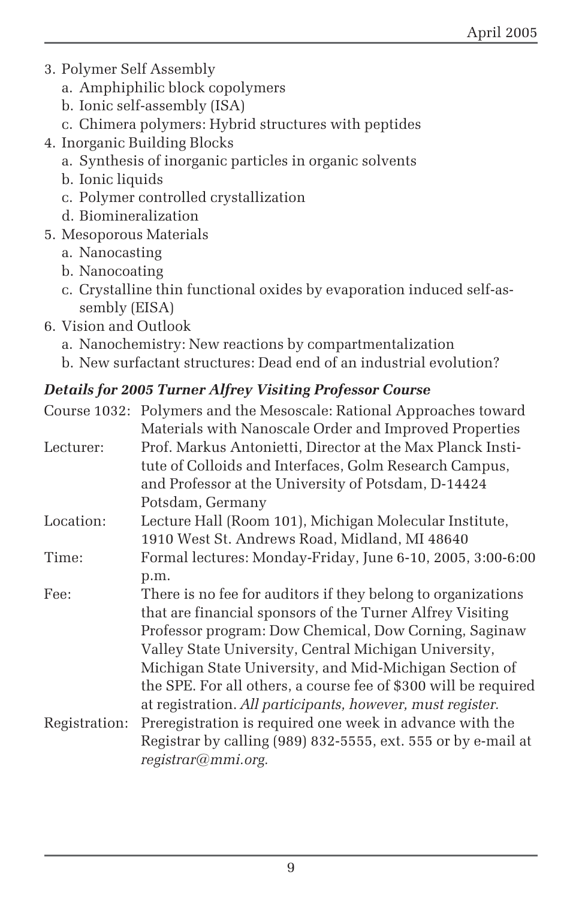3. Polymer Self Assembly
   a. Amphiphilic block copolymers
   b. Ionic self-assembly (ISA)
   c. Chimera polymers: Hybrid structures with peptides
4. Inorganic Building Blocks
   a. Synthesis of inorganic particles in organic solvents
   b. Ionic liquids
   c. Polymer controlled crystallization
   d. Biomineralization
5. Mesoporous Materials
   a. Nanocasting
   b. Nanocoating
   c. Crystalline thin functional oxides by evaporation induced self-assembly (EISA)
6. Vision and Outlook
   a. Nanochemistry: New reactions by compartmentalization
   b. New surfactant structures: Dead end of an industrial evolution?

### *Details for 2005 Turner Alfrey Visiting Professor Course*

Course 1032: Polymers and the Mesoscale: Rational Approaches toward Materials with Nanoscale Order and Improved Properties

Lecturer: Prof. Markus Antonietti, Director at the Max Planck Institute of Colloids and Interfaces, Golm Research Campus, and Professor at the University of Potsdam, D-14424 Potsdam, Germany

Location: Lecture Hall (Room 101), Michigan Molecular Institute, 1910 West St. Andrews Road, Midland, MI 48640

Time: Formal lectures: Monday-Friday, June 6-10, 2005, 3:00-6:00 p.m.

Fee: There is no fee for auditors if they belong to organizations that are financial sponsors of the Turner Alfrey Visiting Professor program: Dow Chemical, Dow Corning, Saginaw Valley State University, Central Michigan University, Michigan State University, and Mid-Michigan Section of the SPE. For all others, a course fee of $300 will be required at registration. *All participants, however, must register.*

Registration: Preregistration is required one week in advance with the Registrar by calling (989) 832-5555, ext. 555 or by e-mail at *registrar@mmi.org*.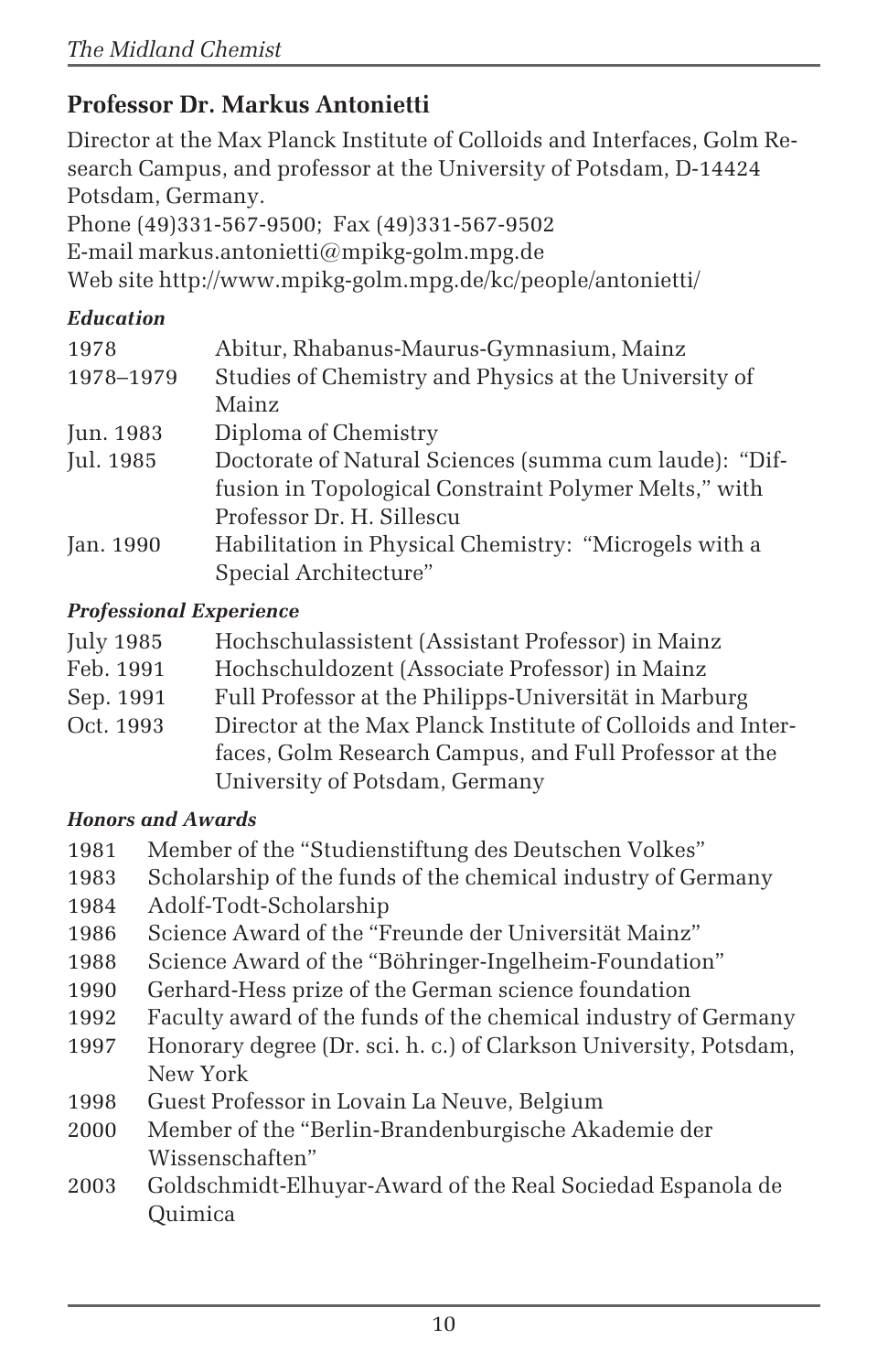## Professor Dr. Markus Antonietti

Director at the Max Planck Institute of Colloids and Interfaces, Golm Research Campus, and professor at the University of Potsdam, D-14424 Potsdam, Germany.
Phone (49)331-567-9500; Fax (49)331-567-9502
E-mail markus.antonietti@mpikg-golm.mpg.de
Web site http://www.mpikg-golm.mpg.de/kc/people/antonietti/

### *Education*

| | |
|---|---|
| 1978 | Abitur, Rhabanus-Maurus-Gymnasium, Mainz |
| 1978–1979 | Studies of Chemistry and Physics at the University of Mainz |
| Jun. 1983 | Diploma of Chemistry |
| Jul. 1985 | Doctorate of Natural Sciences (summa cum laude): "Diffusion in Topological Constraint Polymer Melts," with Professor Dr. H. Sillescu |
| Jan. 1990 | Habilitation in Physical Chemistry: "Microgels with a Special Architecture" |

### *Professional Experience*

| | |
|---|---|
| July 1985 | Hochschulassistent (Assistant Professor) in Mainz |
| Feb. 1991 | Hochschuldozent (Associate Professor) in Mainz |
| Sep. 1991 | Full Professor at the Philipps-Universität in Marburg |
| Oct. 1993 | Director at the Max Planck Institute of Colloids and Interfaces, Golm Research Campus, and Full Professor at the University of Potsdam, Germany |

### *Honors and Awards*

| | |
|---|---|
| 1981 | Member of the "Studienstiftung des Deutschen Volkes" |
| 1983 | Scholarship of the funds of the chemical industry of Germany |
| 1984 | Adolf-Todt-Scholarship |
| 1986 | Science Award of the "Freunde der Universität Mainz" |
| 1988 | Science Award of the "Böhringer-Ingelheim-Foundation" |
| 1990 | Gerhard-Hess prize of the German science foundation |
| 1992 | Faculty award of the funds of the chemical industry of Germany |
| 1997 | Honorary degree (Dr. sci. h. c.) of Clarkson University, Potsdam, New York |
| 1998 | Guest Professor in Lovain La Neuve, Belgium |
| 2000 | Member of the "Berlin-Brandenburgische Akademie der Wissenschaften" |
| 2003 | Goldschmidt-Elhuyar-Award of the Real Sociedad Espanola de Quimica |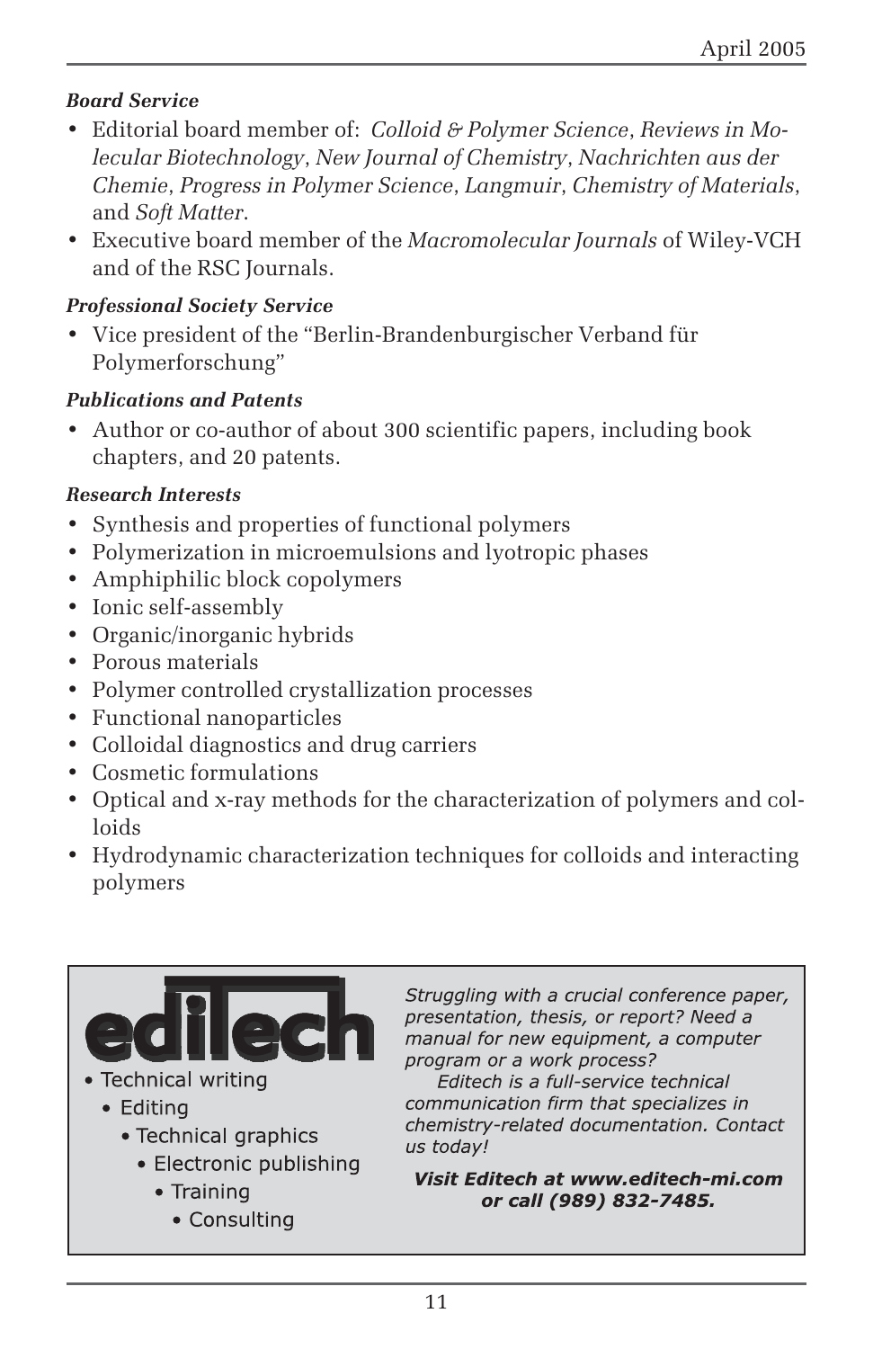***Board Service***

- Editorial board member of: *Colloid & Polymer Science*, *Reviews in Molecular Biotechnology*, *New Journal of Chemistry*, *Nachrichten aus der Chemie*, *Progress in Polymer Science*, *Langmuir*, *Chemistry of Materials*, and *Soft Matter*.
- Executive board member of the *Macromolecular Journals* of Wiley-VCH and of the RSC Journals.

***Professional Society Service***

- Vice president of the "Berlin-Brandenburgischer Verband für Polymerforschung"

***Publications and Patents***

- Author or co-author of about 300 scientific papers, including book chapters, and 20 patents.

***Research Interests***

- Synthesis and properties of functional polymers
- Polymerization in microemulsions and lyotropic phases
- Amphiphilic block copolymers
- Ionic self-assembly
- Organic/inorganic hybrids
- Porous materials
- Polymer controlled crystallization processes
- Functional nanoparticles
- Colloidal diagnostics and drug carriers
- Cosmetic formulations
- Optical and x-ray methods for the characterization of polymers and colloids
- Hydrodynamic characterization techniques for colloids and interacting polymers

---

**ediTech**

- Technical writing
- Editing
- Technical graphics
- Electronic publishing
- Training
- Consulting

*Struggling with a crucial conference paper, presentation, thesis, or report? Need a manual for new equipment, a computer program or a work process?*

*Editech is a full-service technical communication firm that specializes in chemistry-related documentation. Contact us today!*

***Visit Editech at www.editech-mi.com or call (989) 832-7485.***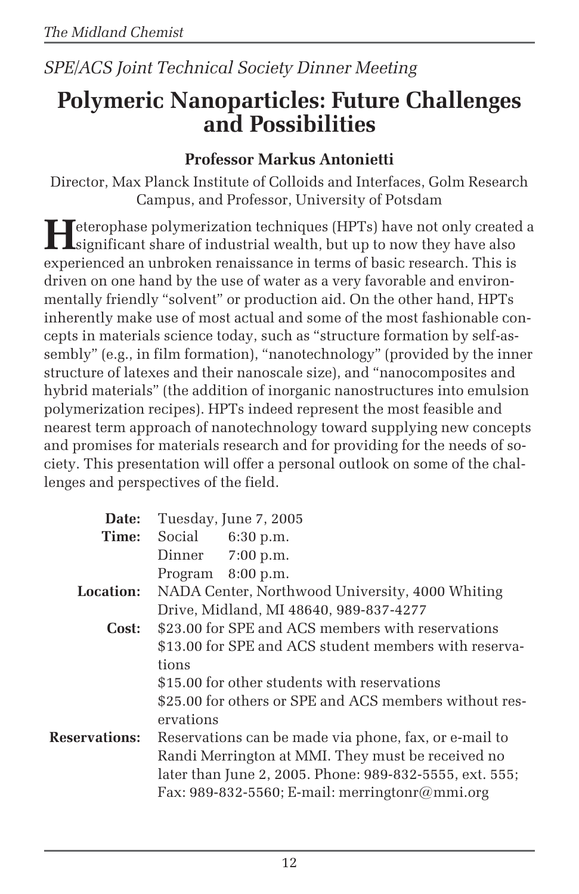*SPE/ACS Joint Technical Society Dinner Meeting*

# Polymeric Nanoparticles: Future Challenges and Possibilities

**Professor Markus Antonietti**

Director, Max Planck Institute of Colloids and Interfaces, Golm Research Campus, and Professor, University of Potsdam

Heterophase polymerization techniques (HPTs) have not only created a significant share of industrial wealth, but up to now they have also experienced an unbroken renaissance in terms of basic research. This is driven on one hand by the use of water as a very favorable and environmentally friendly "solvent" or production aid. On the other hand, HPTs inherently make use of most actual and some of the most fashionable concepts in materials science today, such as "structure formation by self-assembly" (e.g., in film formation), "nanotechnology" (provided by the inner structure of latexes and their nanoscale size), and "nanocomposites and hybrid materials" (the addition of inorganic nanostructures into emulsion polymerization recipes). HPTs indeed represent the most feasible and nearest term approach of nanotechnology toward supplying new concepts and promises for materials research and for providing for the needs of society. This presentation will offer a personal outlook on some of the challenges and perspectives of the field.

**Date:** Tuesday, June 7, 2005

**Time:**
Social 6:30 p.m.
Dinner 7:00 p.m.
Program 8:00 p.m.

**Location:** NADA Center, Northwood University, 4000 Whiting Drive, Midland, MI 48640, 989-837-4277

**Cost:**
$23.00 for SPE and ACS members with reservations
$13.00 for SPE and ACS student members with reservations
$15.00 for other students with reservations
$25.00 for others or SPE and ACS members without reservations

**Reservations:** Reservations can be made via phone, fax, or e-mail to Randi Merrington at MMI. They must be received no later than June 2, 2005. Phone: 989-832-5555, ext. 555; Fax: 989-832-5560; E-mail: merringtonr@mmi.org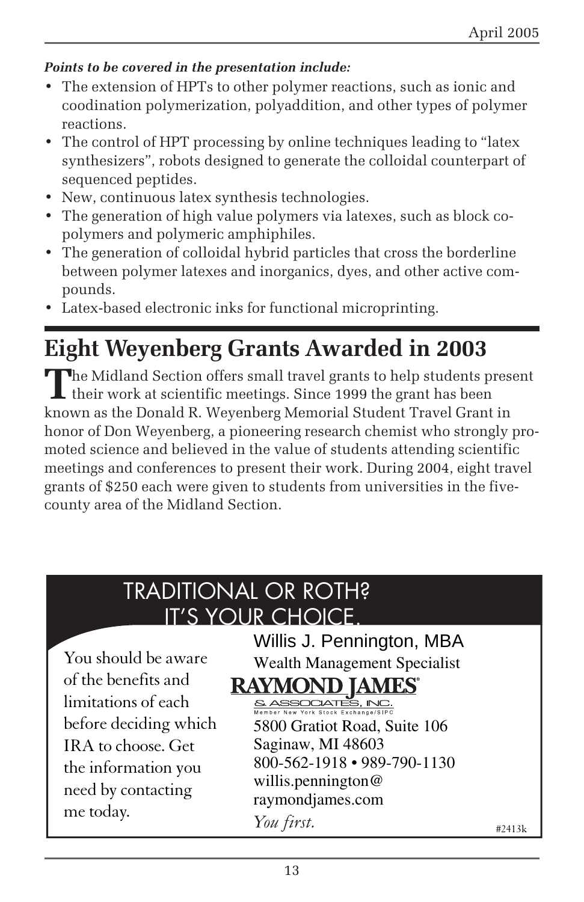***Points to be covered in the presentation include:***

- The extension of HPTs to other polymer reactions, such as ionic and coodination polymerization, polyaddition, and other types of polymer reactions.
- The control of HPT processing by online techniques leading to "latex synthesizers", robots designed to generate the colloidal counterpart of sequenced peptides.
- New, continuous latex synthesis technologies.
- The generation of high value polymers via latexes, such as block co-polymers and polymeric amphiphiles.
- The generation of colloidal hybrid particles that cross the borderline between polymer latexes and inorganics, dyes, and other active compounds.
- Latex-based electronic inks for functional microprinting.

# Eight Weyenberg Grants Awarded in 2003

The Midland Section offers small travel grants to help students present their work at scientific meetings. Since 1999 the grant has been known as the Donald R. Weyenberg Memorial Student Travel Grant in honor of Don Weyenberg, a pioneering research chemist who strongly promoted science and believed in the value of students attending scientific meetings and conferences to present their work. During 2004, eight travel grants of $250 each were given to students from universities in the five-county area of the Midland Section.

TRADITIONAL OR ROTH?
IT'S YOUR CHOICE.

You should be aware of the benefits and limitations of each before deciding which IRA to choose. Get the information you need by contacting me today.

Willis J. Pennington, MBA
Wealth Management Specialist
RAYMOND JAMES®
& ASSOCIATES, INC.
Member New York Stock Exchange/SIPC
5800 Gratiot Road, Suite 106
Saginaw, MI 48603
800-562-1918 • 989-790-1130
willis.pennington@raymondjames.com
*You first.*

#2413k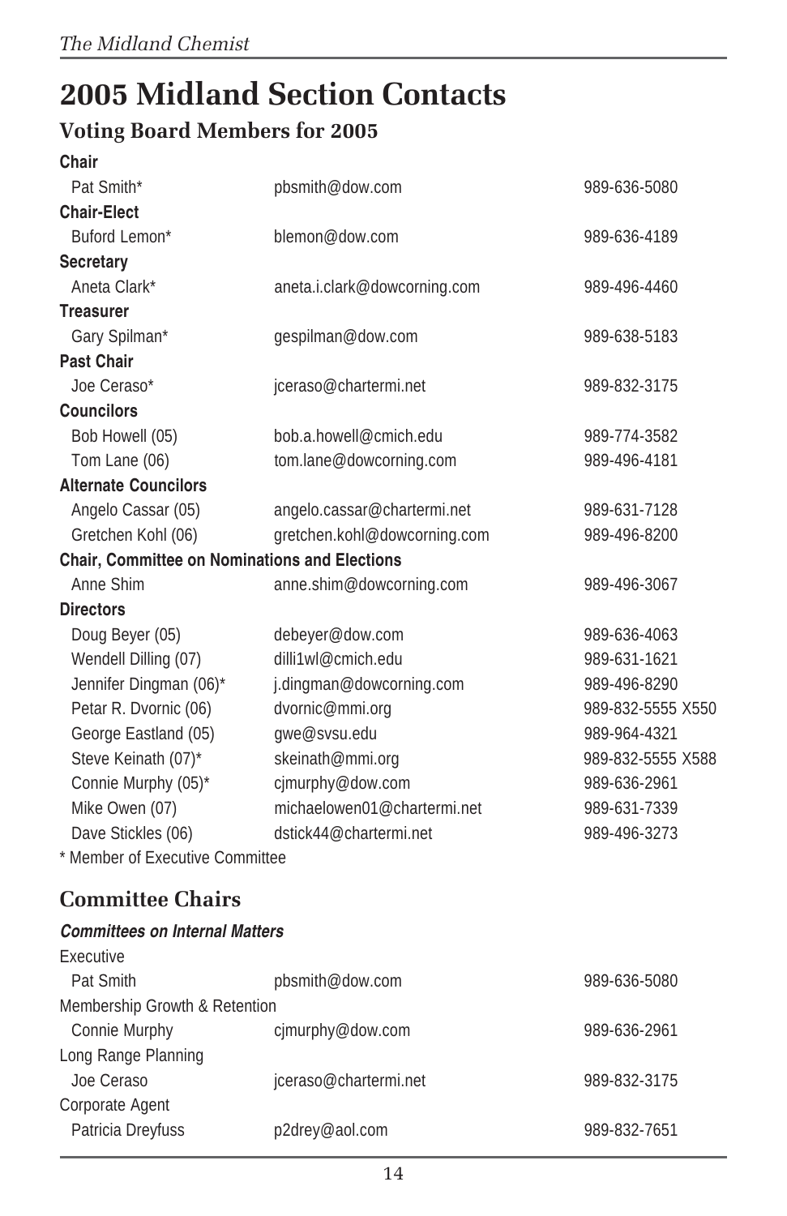# 2005 Midland Section Contacts

## Voting Board Members for 2005

| | | |
|---|---|---|
| **Chair** | | |
| Pat Smith* | pbsmith@dow.com | 989-636-5080 |
| **Chair-Elect** | | |
| Buford Lemon* | blemon@dow.com | 989-636-4189 |
| **Secretary** | | |
| Aneta Clark* | aneta.i.clark@dowcorning.com | 989-496-4460 |
| **Treasurer** | | |
| Gary Spilman* | gespilman@dow.com | 989-638-5183 |
| **Past Chair** | | |
| Joe Ceraso* | jceraso@chartermi.net | 989-832-3175 |
| **Councilors** | | |
| Bob Howell (05) | bob.a.howell@cmich.edu | 989-774-3582 |
| Tom Lane (06) | tom.lane@dowcorning.com | 989-496-4181 |
| **Alternate Councilors** | | |
| Angelo Cassar (05) | angelo.cassar@chartermi.net | 989-631-7128 |
| Gretchen Kohl (06) | gretchen.kohl@dowcorning.com | 989-496-8200 |
| **Chair, Committee on Nominations and Elections** | | |
| Anne Shim | anne.shim@dowcorning.com | 989-496-3067 |
| **Directors** | | |
| Doug Beyer (05) | debeyer@dow.com | 989-636-4063 |
| Wendell Dilling (07) | dilli1wl@cmich.edu | 989-631-1621 |
| Jennifer Dingman (06)* | j.dingman@dowcorning.com | 989-496-8290 |
| Petar R. Dvornic (06) | dvornic@mmi.org | 989-832-5555 X550 |
| George Eastland (05) | gwe@svsu.edu | 989-964-4321 |
| Steve Keinath (07)* | skeinath@mmi.org | 989-832-5555 X588 |
| Connie Murphy (05)* | cjmurphy@dow.com | 989-636-2961 |
| Mike Owen (07) | michaelowen01@chartermi.net | 989-631-7339 |
| Dave Stickles (06) | dstick44@chartermi.net | 989-496-3273 |

\* Member of Executive Committee

## Committee Chairs

***Committees on Internal Matters***

| | | |
|---|---|---|
| Executive | | |
| Pat Smith | pbsmith@dow.com | 989-636-5080 |
| Membership Growth & Retention | | |
| Connie Murphy | cjmurphy@dow.com | 989-636-2961 |
| Long Range Planning | | |
| Joe Ceraso | jceraso@chartermi.net | 989-832-3175 |
| Corporate Agent | | |
| Patricia Dreyfuss | p2drey@aol.com | 989-832-7651 |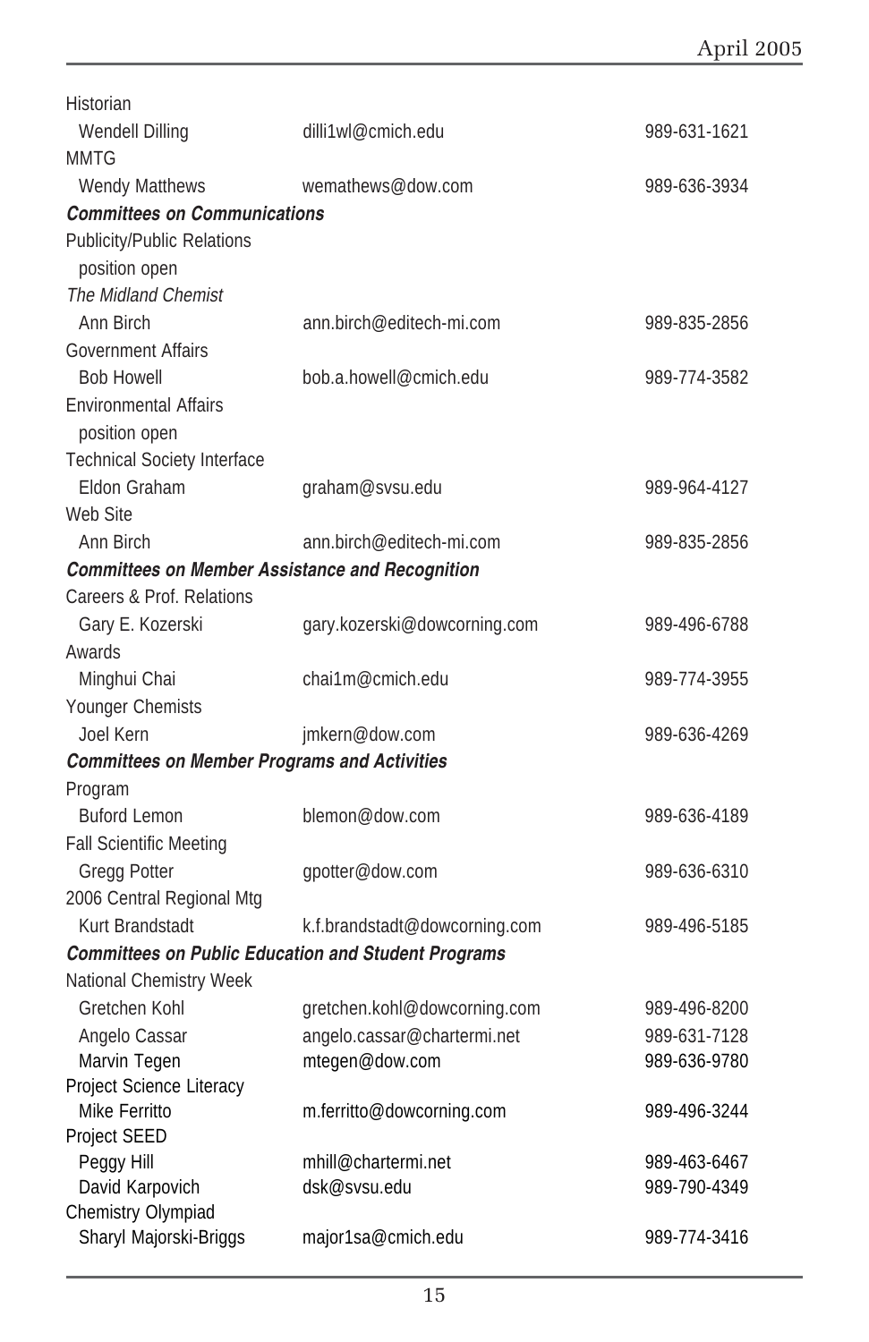| | | |
|---|---|---|
| Historian | | |
| Wendell Dilling | dilli1wl@cmich.edu | 989-631-1621 |
| MMTG | | |
| Wendy Matthews | wemathews@dow.com | 989-636-3934 |
| ***Committees on Communications*** | | |
| Publicity/Public Relations | | |
| position open | | |
| *The Midland Chemist* | | |
| Ann Birch | ann.birch@editech-mi.com | 989-835-2856 |
| Government Affairs | | |
| Bob Howell | bob.a.howell@cmich.edu | 989-774-3582 |
| Environmental Affairs | | |
| position open | | |
| Technical Society Interface | | |
| Eldon Graham | graham@svsu.edu | 989-964-4127 |
| Web Site | | |
| Ann Birch | ann.birch@editech-mi.com | 989-835-2856 |
| ***Committees on Member Assistance and Recognition*** | | |
| Careers & Prof. Relations | | |
| Gary E. Kozerski | gary.kozerski@dowcorning.com | 989-496-6788 |
| Awards | | |
| Minghui Chai | chai1m@cmich.edu | 989-774-3955 |
| Younger Chemists | | |
| Joel Kern | jmkern@dow.com | 989-636-4269 |
| ***Committees on Member Programs and Activities*** | | |
| Program | | |
| Buford Lemon | blemon@dow.com | 989-636-4189 |
| Fall Scientific Meeting | | |
| Gregg Potter | gpotter@dow.com | 989-636-6310 |
| 2006 Central Regional Mtg | | |
| Kurt Brandstadt | k.f.brandstadt@dowcorning.com | 989-496-5185 |
| ***Committees on Public Education and Student Programs*** | | |
| National Chemistry Week | | |
| Gretchen Kohl | gretchen.kohl@dowcorning.com | 989-496-8200 |
| Angelo Cassar | angelo.cassar@chartermi.net | 989-631-7128 |
| Marvin Tegen | mtegen@dow.com | 989-636-9780 |
| Project Science Literacy | | |
| Mike Ferritto | m.ferritto@dowcorning.com | 989-496-3244 |
| Project SEED | | |
| Peggy Hill | mhill@chartermi.net | 989-463-6467 |
| David Karpovich | dsk@svsu.edu | 989-790-4349 |
| Chemistry Olympiad | | |
| Sharyl Majorski-Briggs | major1sa@cmich.edu | 989-774-3416 |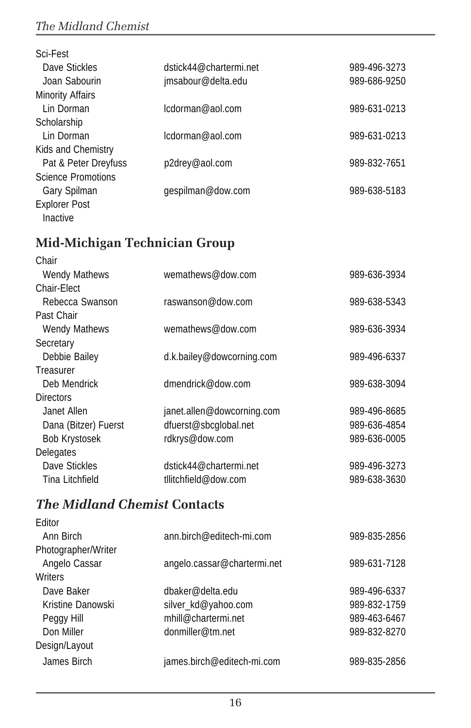Sci-Fest

| | | |
|---|---|---|
| Dave Stickles | dstick44@chartermi.net | 989-496-3273 |
| Joan Sabourin | jmsabour@delta.edu | 989-686-9250 |

Minority Affairs

| | | |
|---|---|---|
| Lin Dorman | lcdorman@aol.com | 989-631-0213 |

Scholarship

| | | |
|---|---|---|
| Lin Dorman | lcdorman@aol.com | 989-631-0213 |

Kids and Chemistry

| | | |
|---|---|---|
| Pat & Peter Dreyfuss | p2drey@aol.com | 989-832-7651 |

Science Promotions

| | | |
|---|---|---|
| Gary Spilman | gespilman@dow.com | 989-638-5183 |

Explorer Post

Inactive

## Mid-Michigan Technician Group

Chair

| | | |
|---|---|---|
| Wendy Mathews | wemathews@dow.com | 989-636-3934 |

Chair-Elect

| | | |
|---|---|---|
| Rebecca Swanson | raswanson@dow.com | 989-638-5343 |

Past Chair

| | | |
|---|---|---|
| Wendy Mathews | wemathews@dow.com | 989-636-3934 |

Secretary

| | | |
|---|---|---|
| Debbie Bailey | d.k.bailey@dowcorning.com | 989-496-6337 |

Treasurer

| | | |
|---|---|---|
| Deb Mendrick | dmendrick@dow.com | 989-638-3094 |

Directors

| | | |
|---|---|---|
| Janet Allen | janet.allen@dowcorning.com | 989-496-8685 |
| Dana (Bitzer) Fuerst | dfuerst@sbcglobal.net | 989-636-4854 |
| Bob Krystosek | rdkrys@dow.com | 989-636-0005 |

Delegates

| | | |
|---|---|---|
| Dave Stickles | dstick44@chartermi.net | 989-496-3273 |
| Tina Litchfield | tllitchfield@dow.com | 989-638-3630 |

## *The Midland Chemist* Contacts

Editor

| | | |
|---|---|---|
| Ann Birch | ann.birch@editech-mi.com | 989-835-2856 |

Photographer/Writer

| | | |
|---|---|---|
| Angelo Cassar | angelo.cassar@chartermi.net | 989-631-7128 |

Writers

| | | |
|---|---|---|
| Dave Baker | dbaker@delta.edu | 989-496-6337 |
| Kristine Danowski | silver_kd@yahoo.com | 989-832-1759 |
| Peggy Hill | mhill@chartermi.net | 989-463-6467 |
| Don Miller | donmiller@tm.net | 989-832-8270 |

Design/Layout

| | | |
|---|---|---|
| James Birch | james.birch@editech-mi.com | 989-835-2856 |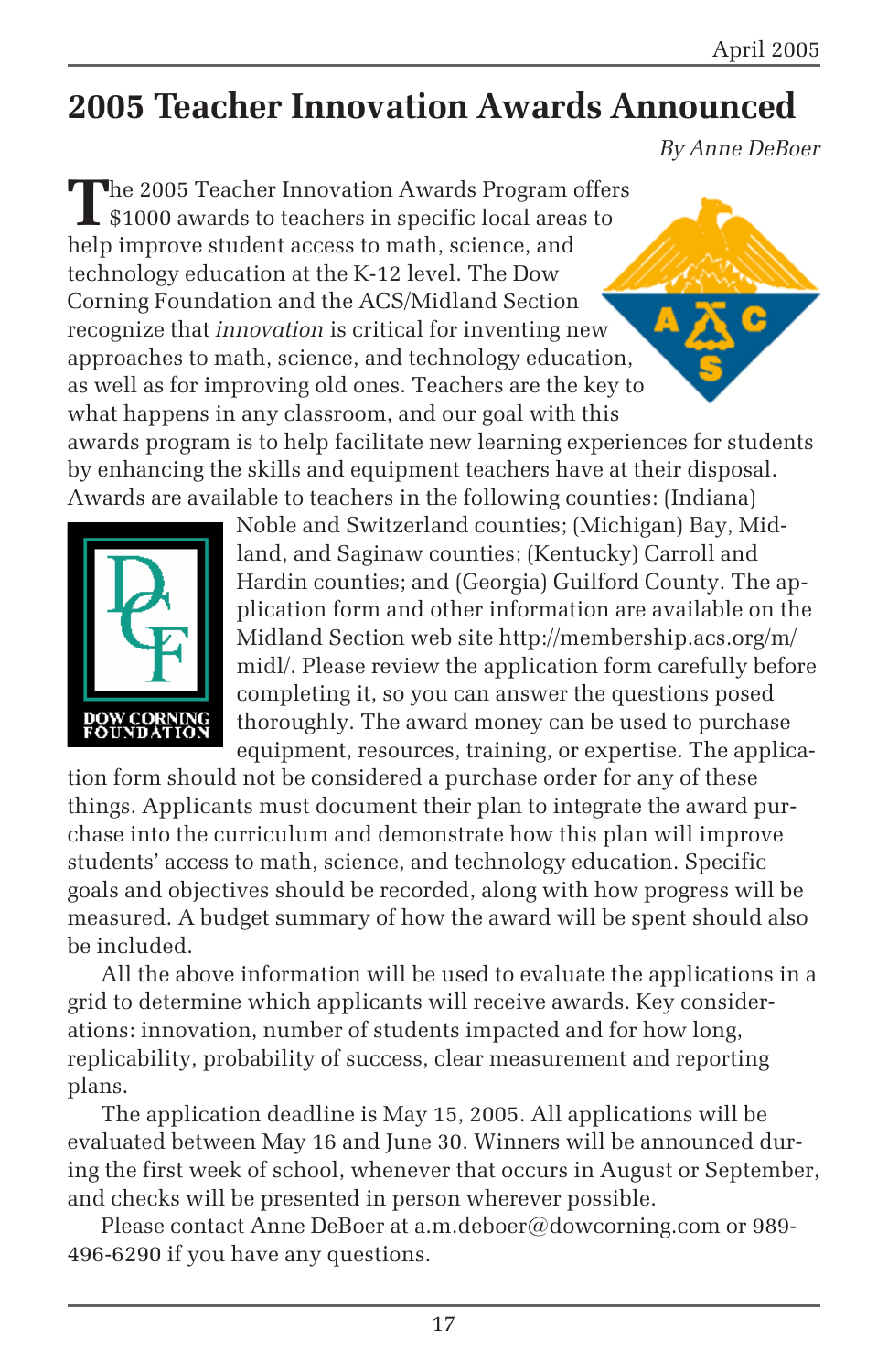# 2005 Teacher Innovation Awards Announced

*By Anne DeBoer*

The 2005 Teacher Innovation Awards Program offers $1000 awards to teachers in specific local areas to help improve student access to math, science, and technology education at the K-12 level. The Dow Corning Foundation and the ACS/Midland Section recognize that *innovation* is critical for inventing new approaches to math, science, and technology education, as well as for improving old ones. Teachers are the key to what happens in any classroom, and our goal with this awards program is to help facilitate new learning experiences for students by enhancing the skills and equipment teachers have at their disposal. Awards are available to teachers in the following counties: (Indiana) Noble and Switzerland counties; (Michigan) Bay, Midland, and Saginaw counties; (Kentucky) Carroll and Hardin counties; and (Georgia) Guilford County. The application form and other information are available on the Midland Section web site http://membership.acs.org/m/midl/. Please review the application form carefully before completing it, so you can answer the questions posed thoroughly. The award money can be used to purchase equipment, resources, training, or expertise. The application form should not be considered a purchase order for any of these things. Applicants must document their plan to integrate the award purchase into the curriculum and demonstrate how this plan will improve students' access to math, science, and technology education. Specific goals and objectives should be recorded, along with how progress will be measured. A budget summary of how the award will be spent should also be included.

All the above information will be used to evaluate the applications in a grid to determine which applicants will receive awards. Key considerations: innovation, number of students impacted and for how long, replicability, probability of success, clear measurement and reporting plans.

The application deadline is May 15, 2005. All applications will be evaluated between May 16 and June 30. Winners will be announced during the first week of school, whenever that occurs in August or September, and checks will be presented in person wherever possible.

Please contact Anne DeBoer at a.m.deboer@dowcorning.com or 989-496-6290 if you have any questions.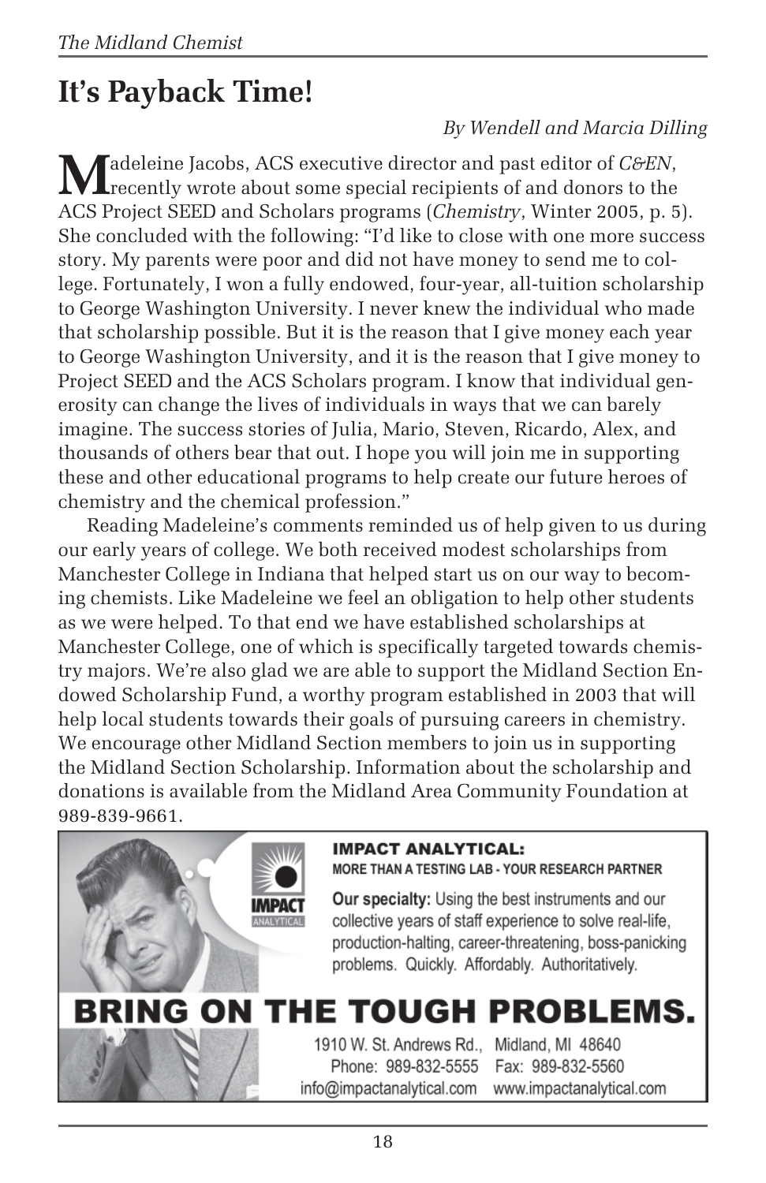# It's Payback Time!

*By Wendell and Marcia Dilling*

Madeleine Jacobs, ACS executive director and past editor of *C&EN*, recently wrote about some special recipients of and donors to the ACS Project SEED and Scholars programs (*Chemistry*, Winter 2005, p. 5). She concluded with the following: "I'd like to close with one more success story. My parents were poor and did not have money to send me to college. Fortunately, I won a fully endowed, four-year, all-tuition scholarship to George Washington University. I never knew the individual who made that scholarship possible. But it is the reason that I give money each year to George Washington University, and it is the reason that I give money to Project SEED and the ACS Scholars program. I know that individual generosity can change the lives of individuals in ways that we can barely imagine. The success stories of Julia, Mario, Steven, Ricardo, Alex, and thousands of others bear that out. I hope you will join me in supporting these and other educational programs to help create our future heroes of chemistry and the chemical profession."

Reading Madeleine's comments reminded us of help given to us during our early years of college. We both received modest scholarships from Manchester College in Indiana that helped start us on our way to becoming chemists. Like Madeleine we feel an obligation to help other students as we were helped. To that end we have established scholarships at Manchester College, one of which is specifically targeted towards chemistry majors. We're also glad we are able to support the Midland Section Endowed Scholarship Fund, a worthy program established in 2003 that will help local students towards their goals of pursuing careers in chemistry. We encourage other Midland Section members to join us in supporting the Midland Section Scholarship. Information about the scholarship and donations is available from the Midland Area Community Foundation at 989-839-9661.

**IMPACT ANALYTICAL:**
**MORE THAN A TESTING LAB - YOUR RESEARCH PARTNER**

**Our specialty:** Using the best instruments and our collective years of staff experience to solve real-life, production-halting, career-threatening, boss-panicking problems. Quickly. Affordably. Authoritatively.

**BRING ON THE TOUGH PROBLEMS.**

1910 W. St. Andrews Rd., Midland, MI 48640
Phone: 989-832-5555 Fax: 989-832-5560
info@impactanalytical.com www.impactanalytical.com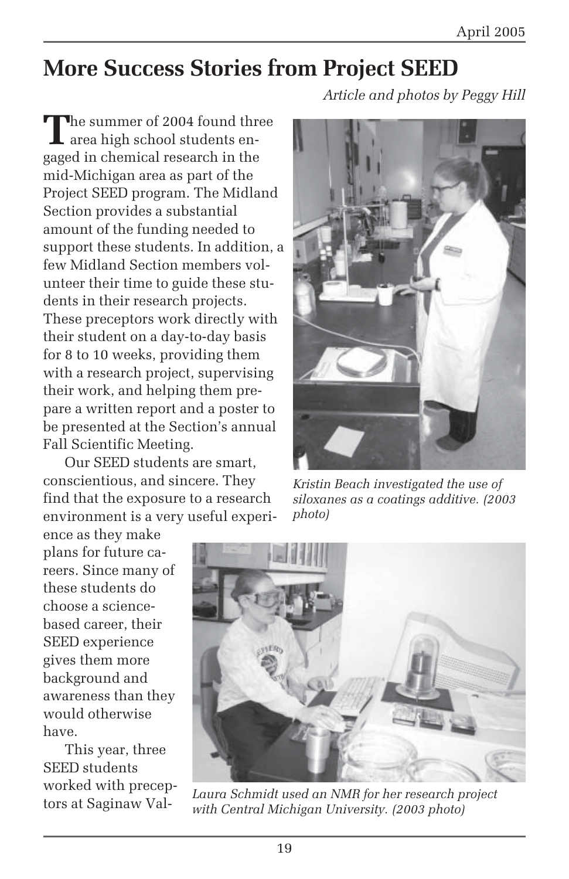# More Success Stories from Project SEED

*Article and photos by Peggy Hill*

The summer of 2004 found three area high school students engaged in chemical research in the mid-Michigan area as part of the Project SEED program. The Midland Section provides a substantial amount of the funding needed to support these students. In addition, a few Midland Section members volunteer their time to guide these students in their research projects. These preceptors work directly with their student on a day-to-day basis for 8 to 10 weeks, providing them with a research project, supervising their work, and helping them prepare a written report and a poster to be presented at the Section's annual Fall Scientific Meeting.

Our SEED students are smart, conscientious, and sincere. They find that the exposure to a research environment is a very useful experience as they make plans for future careers. Since many of these students do choose a science-based career, their SEED experience gives them more background and awareness than they would otherwise have.

This year, three SEED students worked with preceptors at Saginaw Val-

*Kristin Beach investigated the use of siloxanes as a coatings additive. (2003 photo)*

*Laura Schmidt used an NMR for her research project with Central Michigan University. (2003 photo)*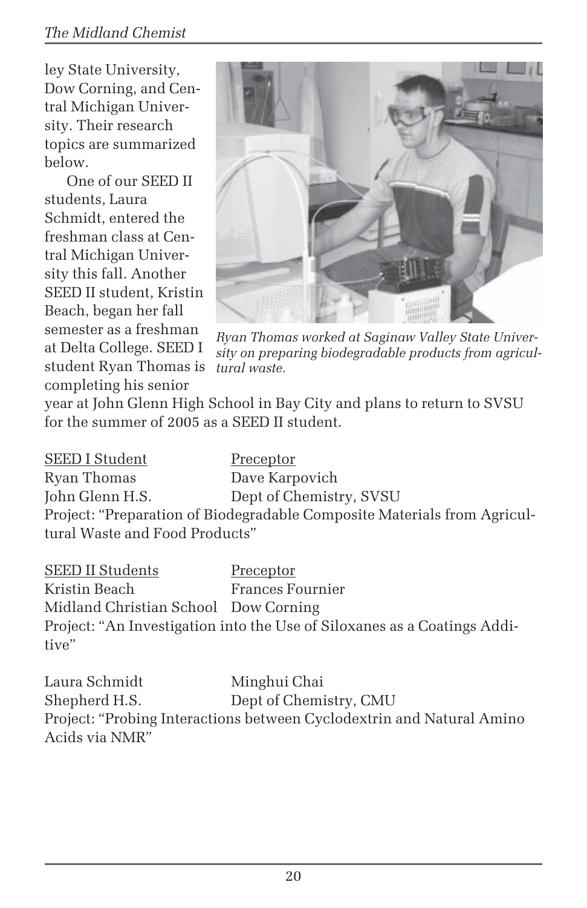ley State University, Dow Corning, and Central Michigan University. Their research topics are summarized below.

One of our SEED II students, Laura Schmidt, entered the freshman class at Central Michigan University this fall. Another SEED II student, Kristin Beach, began her fall semester as a freshman at Delta College. SEED I student Ryan Thomas is completing his senior year at John Glenn High School in Bay City and plans to return to SVSU for the summer of 2005 as a SEED II student.

*Ryan Thomas worked at Saginaw Valley State University on preparing biodegradable products from agricultural waste.*

| SEED I Student | Preceptor |
| --- | --- |
| Ryan Thomas | Dave Karpovich |
| John Glenn H.S. | Dept of Chemistry, SVSU |

Project: "Preparation of Biodegradable Composite Materials from Agricultural Waste and Food Products"

| SEED II Students | Preceptor |
| --- | --- |
| Kristin Beach | Frances Fournier |
| Midland Christian School | Dow Corning |

Project: "An Investigation into the Use of Siloxanes as a Coatings Additive"

| | |
| --- | --- |
| Laura Schmidt | Minghui Chai |
| Shepherd H.S. | Dept of Chemistry, CMU |

Project: "Probing Interactions between Cyclodextrin and Natural Amino Acids via NMR"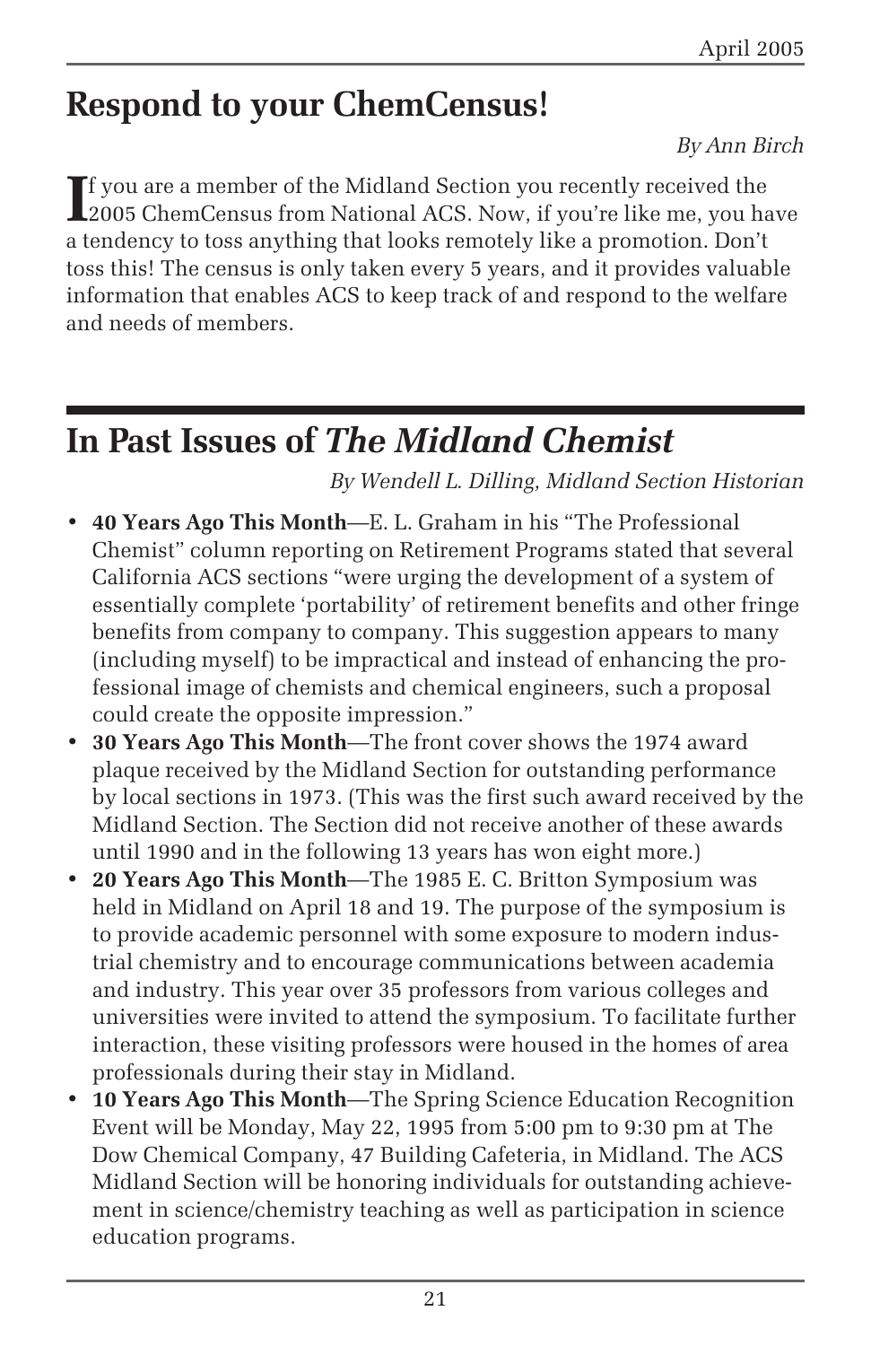## Respond to your ChemCensus!

*By Ann Birch*

If you are a member of the Midland Section you recently received the 2005 ChemCensus from National ACS. Now, if you're like me, you have a tendency to toss anything that looks remotely like a promotion. Don't toss this! The census is only taken every 5 years, and it provides valuable information that enables ACS to keep track of and respond to the welfare and needs of members.

## In Past Issues of *The Midland Chemist*

*By Wendell L. Dilling, Midland Section Historian*

- **40 Years Ago This Month**—E. L. Graham in his "The Professional Chemist" column reporting on Retirement Programs stated that several California ACS sections "were urging the development of a system of essentially complete 'portability' of retirement benefits and other fringe benefits from company to company. This suggestion appears to many (including myself) to be impractical and instead of enhancing the professional image of chemists and chemical engineers, such a proposal could create the opposite impression."
- **30 Years Ago This Month**—The front cover shows the 1974 award plaque received by the Midland Section for outstanding performance by local sections in 1973. (This was the first such award received by the Midland Section. The Section did not receive another of these awards until 1990 and in the following 13 years has won eight more.)
- **20 Years Ago This Month**—The 1985 E. C. Britton Symposium was held in Midland on April 18 and 19. The purpose of the symposium is to provide academic personnel with some exposure to modern industrial chemistry and to encourage communications between academia and industry. This year over 35 professors from various colleges and universities were invited to attend the symposium. To facilitate further interaction, these visiting professors were housed in the homes of area professionals during their stay in Midland.
- **10 Years Ago This Month**—The Spring Science Education Recognition Event will be Monday, May 22, 1995 from 5:00 pm to 9:30 pm at The Dow Chemical Company, 47 Building Cafeteria, in Midland. The ACS Midland Section will be honoring individuals for outstanding achievement in science/chemistry teaching as well as participation in science education programs.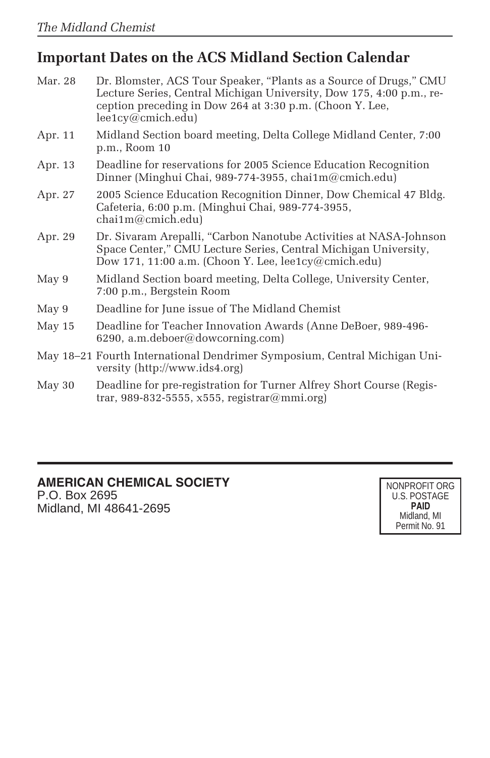## Important Dates on the ACS Midland Section Calendar

| | |
|---|---|
| Mar. 28 | Dr. Blomster, ACS Tour Speaker, "Plants as a Source of Drugs," CMU Lecture Series, Central Michigan University, Dow 175, 4:00 p.m., reception preceding in Dow 264 at 3:30 p.m. (Choon Y. Lee, lee1cy@cmich.edu) |
| Apr. 11 | Midland Section board meeting, Delta College Midland Center, 7:00 p.m., Room 10 |
| Apr. 13 | Deadline for reservations for 2005 Science Education Recognition Dinner (Minghui Chai, 989-774-3955, chai1m@cmich.edu) |
| Apr. 27 | 2005 Science Education Recognition Dinner, Dow Chemical 47 Bldg. Cafeteria, 6:00 p.m. (Minghui Chai, 989-774-3955, chai1m@cmich.edu) |
| Apr. 29 | Dr. Sivaram Arepalli, "Carbon Nanotube Activities at NASA-Johnson Space Center," CMU Lecture Series, Central Michigan University, Dow 171, 11:00 a.m. (Choon Y. Lee, lee1cy@cmich.edu) |
| May 9 | Midland Section board meeting, Delta College, University Center, 7:00 p.m., Bergstein Room |
| May 9 | Deadline for June issue of The Midland Chemist |
| May 15 | Deadline for Teacher Innovation Awards (Anne DeBoer, 989-496-6290, a.m.deboer@dowcorning.com) |
| May 18–21 | Fourth International Dendrimer Symposium, Central Michigan University (http://www.ids4.org) |
| May 30 | Deadline for pre-registration for Turner Alfrey Short Course (Registrar, 989-832-5555, x555, registrar@mmi.org) |

**AMERICAN CHEMICAL SOCIETY**
P.O. Box 2695
Midland, MI 48641-2695

NONPROFIT ORG
U.S. POSTAGE
**PAID**
Midland, MI
Permit No. 91